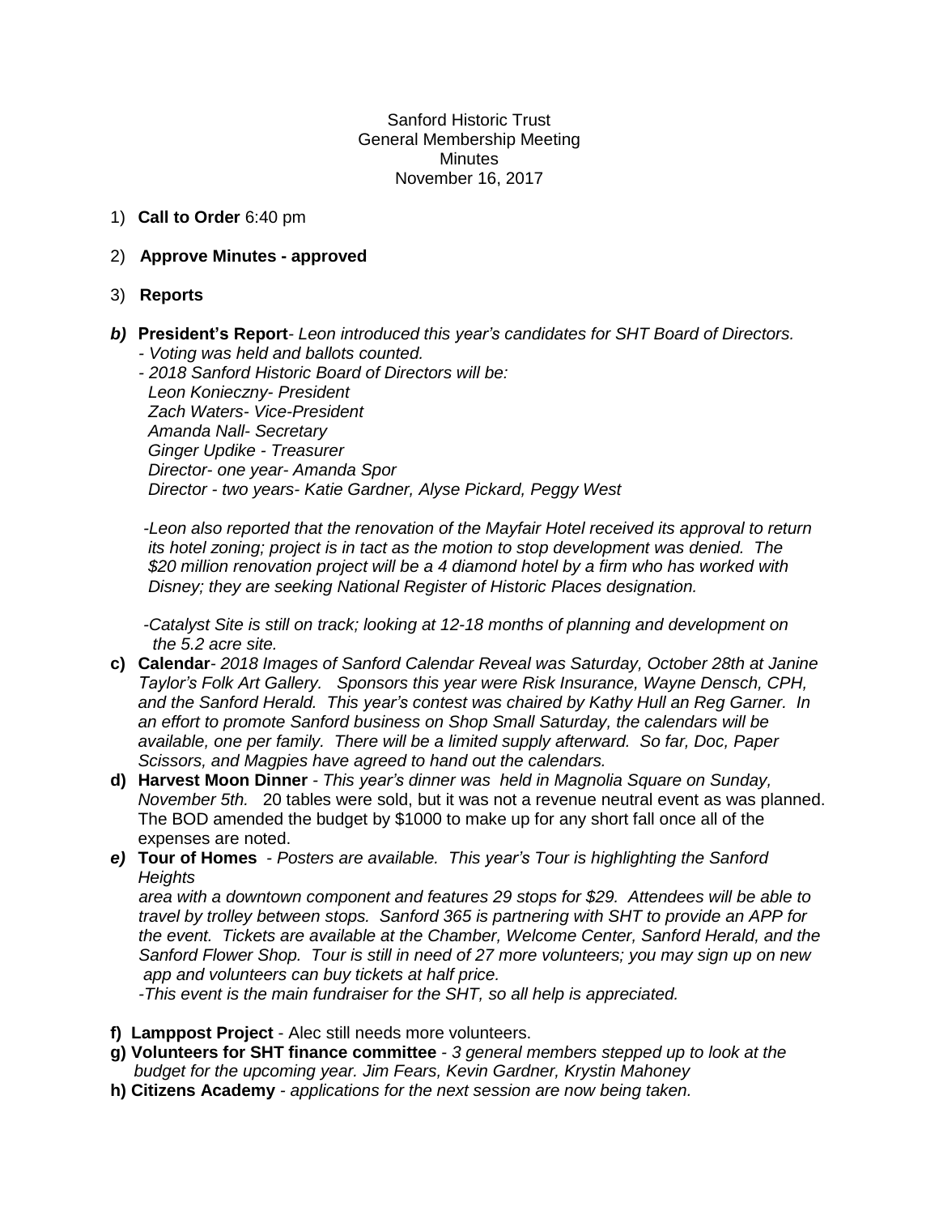Sanford Historic Trust
General Membership Meeting
Minutes
November 16, 2017

1) **Call to Order** 6:40 pm

2) **Approve Minutes - approved**

3) **Reports**

***b)*** **President's Report**- *Leon introduced this year's candidates for SHT Board of Directors.*
*- Voting was held and ballots counted.*
*- 2018 Sanford Historic Board of Directors will be:*
*Leon Konieczny- President*
*Zach Waters- Vice-President*
*Amanda Nall- Secretary*
*Ginger Updike - Treasurer*
*Director- one year- Amanda Spor*
*Director - two years- Katie Gardner, Alyse Pickard, Peggy West*

*-Leon also reported that the renovation of the Mayfair Hotel received its approval to return its hotel zoning; project is in tact as the motion to stop development was denied. The $20 million renovation project will be a 4 diamond hotel by a firm who has worked with Disney; they are seeking National Register of Historic Places designation.*

*-Catalyst Site is still on track; looking at 12-18 months of planning and development on the 5.2 acre site.*

**c) Calendar**- *2018 Images of Sanford Calendar Reveal was Saturday, October 28th at Janine Taylor's Folk Art Gallery. Sponsors this year were Risk Insurance, Wayne Densch, CPH, and the Sanford Herald. This year's contest was chaired by Kathy Hull an Reg Garner. In an effort to promote Sanford business on Shop Small Saturday, the calendars will be available, one per family. There will be a limited supply afterward. So far, Doc, Paper Scissors, and Magpies have agreed to hand out the calendars.*

**d) Harvest Moon Dinner** - *This year's dinner was held in Magnolia Square on Sunday, November 5th.* 20 tables were sold, but it was not a revenue neutral event as was planned. The BOD amended the budget by $1000 to make up for any short fall once all of the expenses are noted.

***e)*** **Tour of Homes** - *Posters are available. This year's Tour is highlighting the Sanford Heights area with a downtown component and features 29 stops for $29. Attendees will be able to travel by trolley between stops. Sanford 365 is partnering with SHT to provide an APP for the event. Tickets are available at the Chamber, Welcome Center, Sanford Herald, and the Sanford Flower Shop. Tour is still in need of 27 more volunteers; you may sign up on new app and volunteers can buy tickets at half price.*
*-This event is the main fundraiser for the SHT, so all help is appreciated.*

**f) Lamppost Project** - Alec still needs more volunteers.

**g) Volunteers for SHT finance committee** - *3 general members stepped up to look at the budget for the upcoming year. Jim Fears, Kevin Gardner, Krystin Mahoney*

**h) Citizens Academy** - *applications for the next session are now being taken.*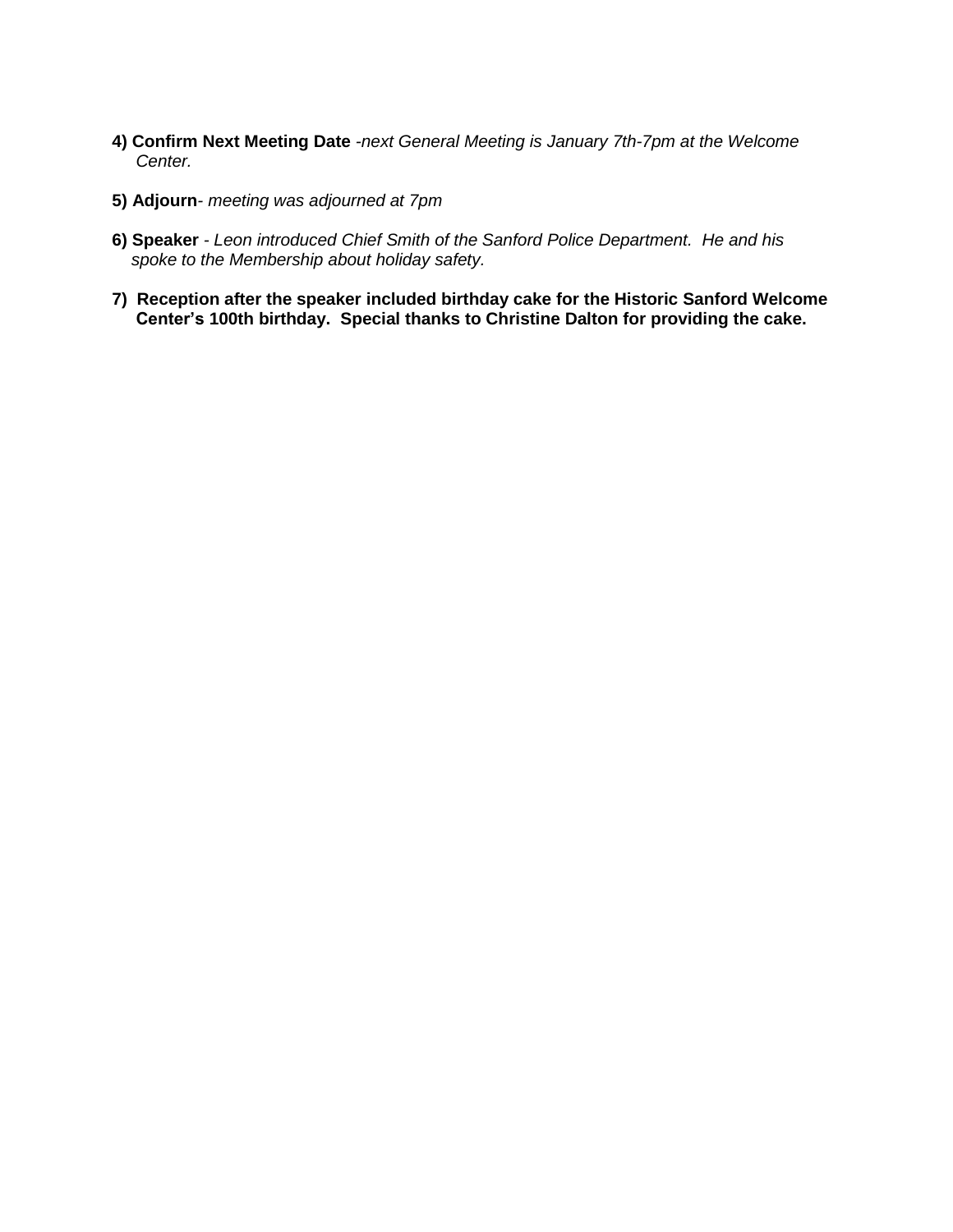**4) Confirm Next Meeting Date** *-next General Meeting is January 7th-7pm at the Welcome Center.*

**5) Adjourn***- meeting was adjourned at 7pm*

**6) Speaker** *- Leon introduced Chief Smith of the Sanford Police Department. He and his spoke to the Membership about holiday safety.*

**7) Reception after the speaker included birthday cake for the Historic Sanford Welcome Center's 100th birthday. Special thanks to Christine Dalton for providing the cake.**